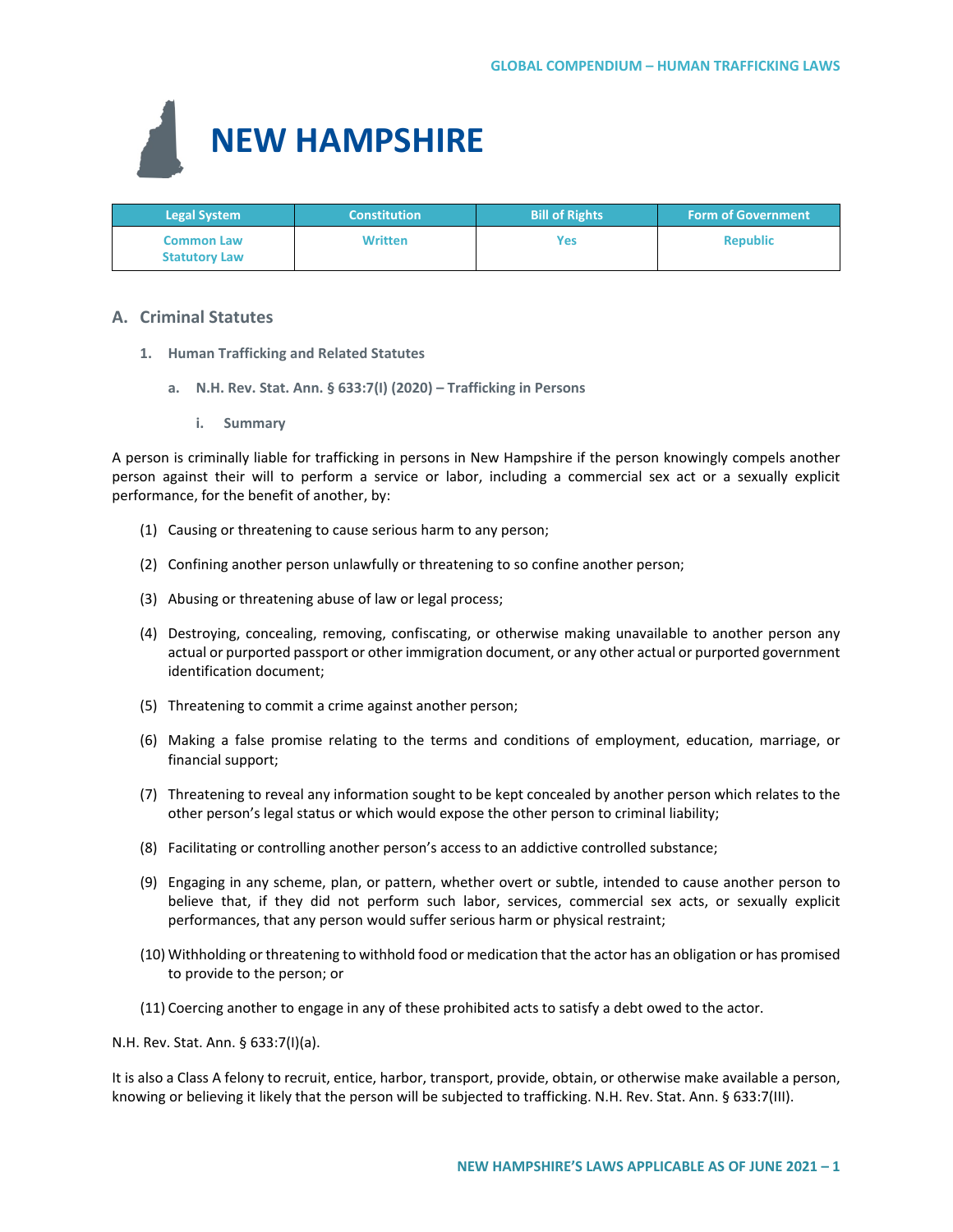# NEW HAMPSHIRE

| Legal System | Constitution | Bill of Rights | Form of Government |
|---|---|---|---|
| Common Law<br>Statutory Law | Written | Yes | Republic |

## A. Criminal Statutes

### 1. Human Trafficking and Related Statutes

#### a. N.H. Rev. Stat. Ann. § 633:7(I) (2020) – Trafficking in Persons

##### i. Summary

A person is criminally liable for trafficking in persons in New Hampshire if the person knowingly compels another person against their will to perform a service or labor, including a commercial sex act or a sexually explicit performance, for the benefit of another, by:

(1) Causing or threatening to cause serious harm to any person;

(2) Confining another person unlawfully or threatening to so confine another person;

(3) Abusing or threatening abuse of law or legal process;

(4) Destroying, concealing, removing, confiscating, or otherwise making unavailable to another person any actual or purported passport or other immigration document, or any other actual or purported government identification document;

(5) Threatening to commit a crime against another person;

(6) Making a false promise relating to the terms and conditions of employment, education, marriage, or financial support;

(7) Threatening to reveal any information sought to be kept concealed by another person which relates to the other person's legal status or which would expose the other person to criminal liability;

(8) Facilitating or controlling another person's access to an addictive controlled substance;

(9) Engaging in any scheme, plan, or pattern, whether overt or subtle, intended to cause another person to believe that, if they did not perform such labor, services, commercial sex acts, or sexually explicit performances, that any person would suffer serious harm or physical restraint;

(10) Withholding or threatening to withhold food or medication that the actor has an obligation or has promised to provide to the person; or

(11) Coercing another to engage in any of these prohibited acts to satisfy a debt owed to the actor.

N.H. Rev. Stat. Ann. § 633:7(I)(a).

It is also a Class A felony to recruit, entice, harbor, transport, provide, obtain, or otherwise make available a person, knowing or believing it likely that the person will be subjected to trafficking. N.H. Rev. Stat. Ann. § 633:7(III).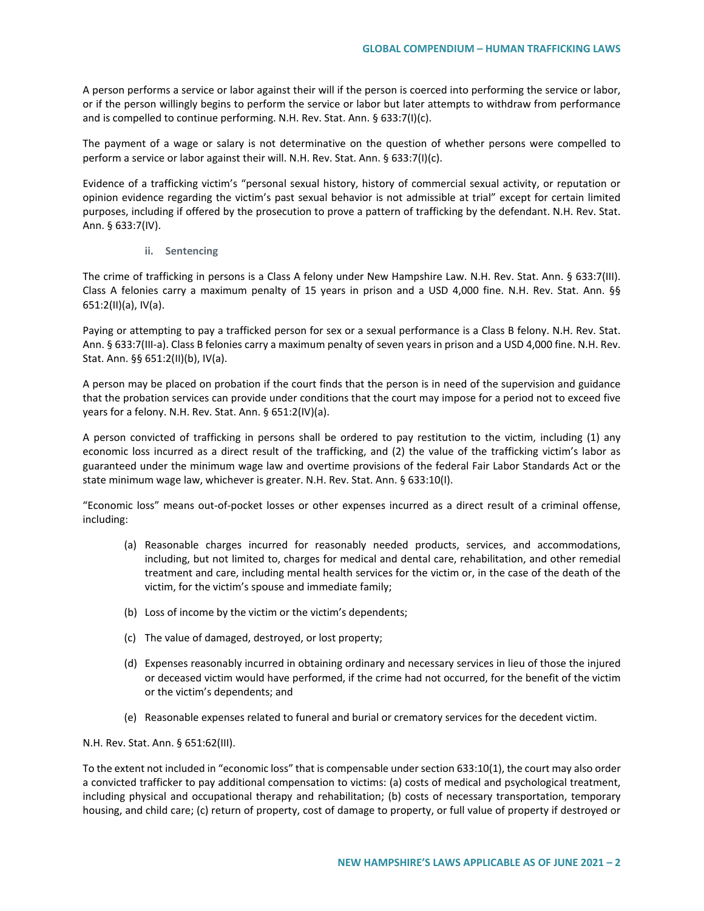A person performs a service or labor against their will if the person is coerced into performing the service or labor, or if the person willingly begins to perform the service or labor but later attempts to withdraw from performance and is compelled to continue performing. N.H. Rev. Stat. Ann. § 633:7(I)(c).

The payment of a wage or salary is not determinative on the question of whether persons were compelled to perform a service or labor against their will. N.H. Rev. Stat. Ann. § 633:7(I)(c).

Evidence of a trafficking victim's "personal sexual history, history of commercial sexual activity, or reputation or opinion evidence regarding the victim's past sexual behavior is not admissible at trial" except for certain limited purposes, including if offered by the prosecution to prove a pattern of trafficking by the defendant. N.H. Rev. Stat. Ann. § 633:7(IV).

#### ii. Sentencing

The crime of trafficking in persons is a Class A felony under New Hampshire Law. N.H. Rev. Stat. Ann. § 633:7(III). Class A felonies carry a maximum penalty of 15 years in prison and a USD 4,000 fine. N.H. Rev. Stat. Ann. §§ 651:2(II)(a), IV(a).

Paying or attempting to pay a trafficked person for sex or a sexual performance is a Class B felony. N.H. Rev. Stat. Ann. § 633:7(III-a). Class B felonies carry a maximum penalty of seven years in prison and a USD 4,000 fine. N.H. Rev. Stat. Ann. §§ 651:2(II)(b), IV(a).

A person may be placed on probation if the court finds that the person is in need of the supervision and guidance that the probation services can provide under conditions that the court may impose for a period not to exceed five years for a felony. N.H. Rev. Stat. Ann. § 651:2(IV)(a).

A person convicted of trafficking in persons shall be ordered to pay restitution to the victim, including (1) any economic loss incurred as a direct result of the trafficking, and (2) the value of the trafficking victim's labor as guaranteed under the minimum wage law and overtime provisions of the federal Fair Labor Standards Act or the state minimum wage law, whichever is greater. N.H. Rev. Stat. Ann. § 633:10(I).

"Economic loss" means out-of-pocket losses or other expenses incurred as a direct result of a criminal offense, including:

(a) Reasonable charges incurred for reasonably needed products, services, and accommodations, including, but not limited to, charges for medical and dental care, rehabilitation, and other remedial treatment and care, including mental health services for the victim or, in the case of the death of the victim, for the victim's spouse and immediate family;

(b) Loss of income by the victim or the victim's dependents;

(c) The value of damaged, destroyed, or lost property;

(d) Expenses reasonably incurred in obtaining ordinary and necessary services in lieu of those the injured or deceased victim would have performed, if the crime had not occurred, for the benefit of the victim or the victim's dependents; and

(e) Reasonable expenses related to funeral and burial or crematory services for the decedent victim.

N.H. Rev. Stat. Ann. § 651:62(III).

To the extent not included in "economic loss" that is compensable under section 633:10(1), the court may also order a convicted trafficker to pay additional compensation to victims: (a) costs of medical and psychological treatment, including physical and occupational therapy and rehabilitation; (b) costs of necessary transportation, temporary housing, and child care; (c) return of property, cost of damage to property, or full value of property if destroyed or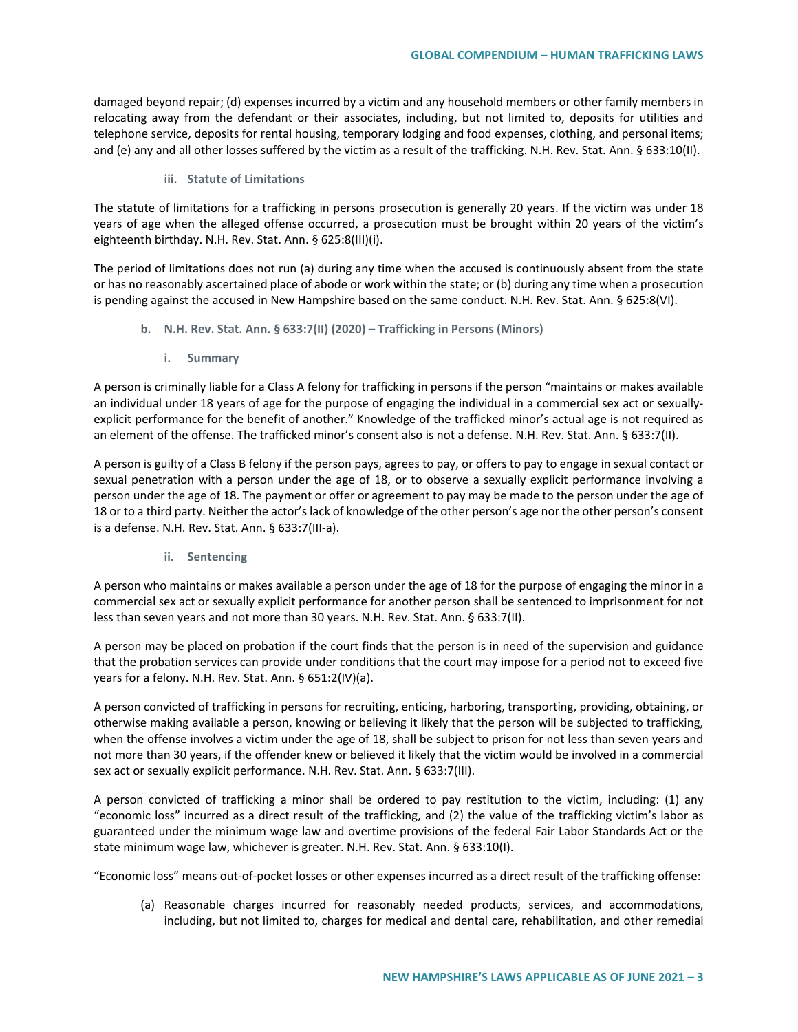damaged beyond repair; (d) expenses incurred by a victim and any household members or other family members in relocating away from the defendant or their associates, including, but not limited to, deposits for utilities and telephone service, deposits for rental housing, temporary lodging and food expenses, clothing, and personal items; and (e) any and all other losses suffered by the victim as a result of the trafficking. N.H. Rev. Stat. Ann. § 633:10(II).

#### iii. Statute of Limitations

The statute of limitations for a trafficking in persons prosecution is generally 20 years. If the victim was under 18 years of age when the alleged offense occurred, a prosecution must be brought within 20 years of the victim's eighteenth birthday. N.H. Rev. Stat. Ann. § 625:8(III)(i).

The period of limitations does not run (a) during any time when the accused is continuously absent from the state or has no reasonably ascertained place of abode or work within the state; or (b) during any time when a prosecution is pending against the accused in New Hampshire based on the same conduct. N.H. Rev. Stat. Ann. § 625:8(VI).

### b. N.H. Rev. Stat. Ann. § 633:7(II) (2020) – Trafficking in Persons (Minors)

#### i. Summary

A person is criminally liable for a Class A felony for trafficking in persons if the person "maintains or makes available an individual under 18 years of age for the purpose of engaging the individual in a commercial sex act or sexually-explicit performance for the benefit of another." Knowledge of the trafficked minor's actual age is not required as an element of the offense. The trafficked minor's consent also is not a defense. N.H. Rev. Stat. Ann. § 633:7(II).

A person is guilty of a Class B felony if the person pays, agrees to pay, or offers to pay to engage in sexual contact or sexual penetration with a person under the age of 18, or to observe a sexually explicit performance involving a person under the age of 18. The payment or offer or agreement to pay may be made to the person under the age of 18 or to a third party. Neither the actor's lack of knowledge of the other person's age nor the other person's consent is a defense. N.H. Rev. Stat. Ann. § 633:7(III-a).

#### ii. Sentencing

A person who maintains or makes available a person under the age of 18 for the purpose of engaging the minor in a commercial sex act or sexually explicit performance for another person shall be sentenced to imprisonment for not less than seven years and not more than 30 years. N.H. Rev. Stat. Ann. § 633:7(II).

A person may be placed on probation if the court finds that the person is in need of the supervision and guidance that the probation services can provide under conditions that the court may impose for a period not to exceed five years for a felony. N.H. Rev. Stat. Ann. § 651:2(IV)(a).

A person convicted of trafficking in persons for recruiting, enticing, harboring, transporting, providing, obtaining, or otherwise making available a person, knowing or believing it likely that the person will be subjected to trafficking, when the offense involves a victim under the age of 18, shall be subject to prison for not less than seven years and not more than 30 years, if the offender knew or believed it likely that the victim would be involved in a commercial sex act or sexually explicit performance. N.H. Rev. Stat. Ann. § 633:7(III).

A person convicted of trafficking a minor shall be ordered to pay restitution to the victim, including: (1) any "economic loss" incurred as a direct result of the trafficking, and (2) the value of the trafficking victim's labor as guaranteed under the minimum wage law and overtime provisions of the federal Fair Labor Standards Act or the state minimum wage law, whichever is greater. N.H. Rev. Stat. Ann. § 633:10(I).

"Economic loss" means out-of-pocket losses or other expenses incurred as a direct result of the trafficking offense:

(a) Reasonable charges incurred for reasonably needed products, services, and accommodations, including, but not limited to, charges for medical and dental care, rehabilitation, and other remedial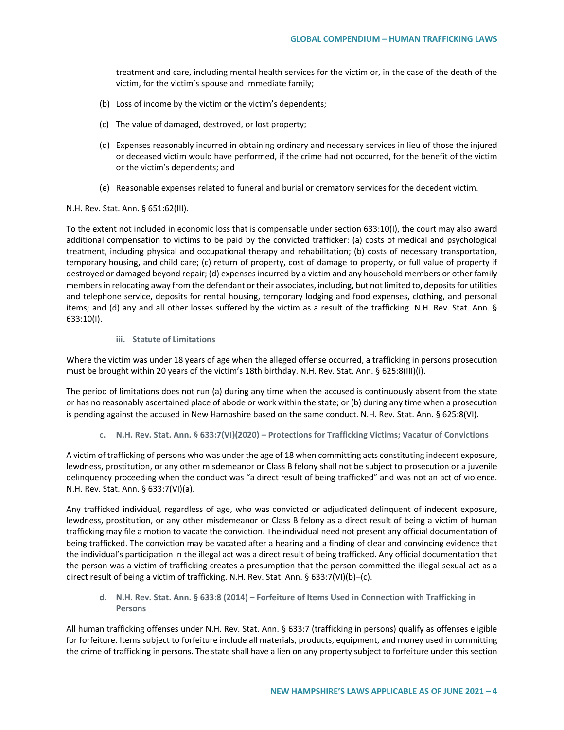treatment and care, including mental health services for the victim or, in the case of the death of the victim, for the victim's spouse and immediate family;

(b) Loss of income by the victim or the victim's dependents;

(c) The value of damaged, destroyed, or lost property;

(d) Expenses reasonably incurred in obtaining ordinary and necessary services in lieu of those the injured or deceased victim would have performed, if the crime had not occurred, for the benefit of the victim or the victim's dependents; and

(e) Reasonable expenses related to funeral and burial or crematory services for the decedent victim.

N.H. Rev. Stat. Ann. § 651:62(III).

To the extent not included in economic loss that is compensable under section 633:10(I), the court may also award additional compensation to victims to be paid by the convicted trafficker: (a) costs of medical and psychological treatment, including physical and occupational therapy and rehabilitation; (b) costs of necessary transportation, temporary housing, and child care; (c) return of property, cost of damage to property, or full value of property if destroyed or damaged beyond repair; (d) expenses incurred by a victim and any household members or other family members in relocating away from the defendant or their associates, including, but not limited to, deposits for utilities and telephone service, deposits for rental housing, temporary lodging and food expenses, clothing, and personal items; and (d) any and all other losses suffered by the victim as a result of the trafficking. N.H. Rev. Stat. Ann. § 633:10(I).

#### iii. Statute of Limitations

Where the victim was under 18 years of age when the alleged offense occurred, a trafficking in persons prosecution must be brought within 20 years of the victim's 18th birthday. N.H. Rev. Stat. Ann. § 625:8(III)(i).

The period of limitations does not run (a) during any time when the accused is continuously absent from the state or has no reasonably ascertained place of abode or work within the state; or (b) during any time when a prosecution is pending against the accused in New Hampshire based on the same conduct. N.H. Rev. Stat. Ann. § 625:8(VI).

### c. N.H. Rev. Stat. Ann. § 633:7(VI)(2020) – Protections for Trafficking Victims; Vacatur of Convictions

A victim of trafficking of persons who was under the age of 18 when committing acts constituting indecent exposure, lewdness, prostitution, or any other misdemeanor or Class B felony shall not be subject to prosecution or a juvenile delinquency proceeding when the conduct was "a direct result of being trafficked" and was not an act of violence. N.H. Rev. Stat. Ann. § 633:7(VI)(a).

Any trafficked individual, regardless of age, who was convicted or adjudicated delinquent of indecent exposure, lewdness, prostitution, or any other misdemeanor or Class B felony as a direct result of being a victim of human trafficking may file a motion to vacate the conviction. The individual need not present any official documentation of being trafficked. The conviction may be vacated after a hearing and a finding of clear and convincing evidence that the individual's participation in the illegal act was a direct result of being trafficked. Any official documentation that the person was a victim of trafficking creates a presumption that the person committed the illegal sexual act as a direct result of being a victim of trafficking. N.H. Rev. Stat. Ann. § 633:7(VI)(b)–(c).

### d. N.H. Rev. Stat. Ann. § 633:8 (2014) – Forfeiture of Items Used in Connection with Trafficking in Persons

All human trafficking offenses under N.H. Rev. Stat. Ann. § 633:7 (trafficking in persons) qualify as offenses eligible for forfeiture. Items subject to forfeiture include all materials, products, equipment, and money used in committing the crime of trafficking in persons. The state shall have a lien on any property subject to forfeiture under this section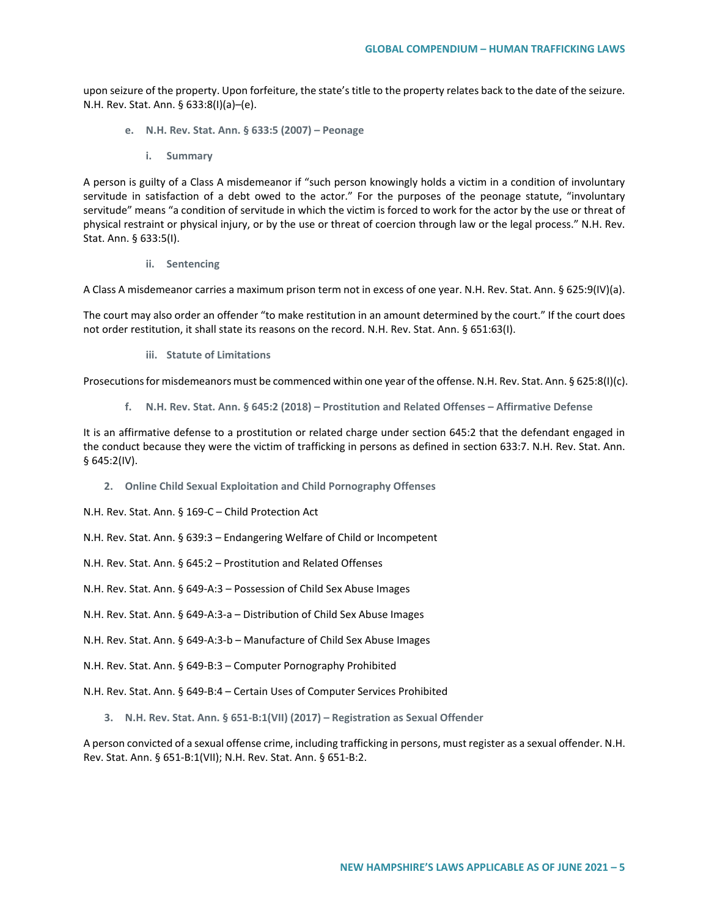upon seizure of the property. Upon forfeiture, the state's title to the property relates back to the date of the seizure. N.H. Rev. Stat. Ann. § 633:8(I)(a)–(e).

#### e. N.H. Rev. Stat. Ann. § 633:5 (2007) – Peonage

##### i. Summary

A person is guilty of a Class A misdemeanor if "such person knowingly holds a victim in a condition of involuntary servitude in satisfaction of a debt owed to the actor." For the purposes of the peonage statute, "involuntary servitude" means "a condition of servitude in which the victim is forced to work for the actor by the use or threat of physical restraint or physical injury, or by the use or threat of coercion through law or the legal process." N.H. Rev. Stat. Ann. § 633:5(I).

##### ii. Sentencing

A Class A misdemeanor carries a maximum prison term not in excess of one year. N.H. Rev. Stat. Ann. § 625:9(IV)(a).

The court may also order an offender "to make restitution in an amount determined by the court." If the court does not order restitution, it shall state its reasons on the record. N.H. Rev. Stat. Ann. § 651:63(I).

##### iii. Statute of Limitations

Prosecutions for misdemeanors must be commenced within one year of the offense. N.H. Rev. Stat. Ann. § 625:8(I)(c).

#### f. N.H. Rev. Stat. Ann. § 645:2 (2018) – Prostitution and Related Offenses – Affirmative Defense

It is an affirmative defense to a prostitution or related charge under section 645:2 that the defendant engaged in the conduct because they were the victim of trafficking in persons as defined in section 633:7. N.H. Rev. Stat. Ann. § 645:2(IV).

### 2. Online Child Sexual Exploitation and Child Pornography Offenses

N.H. Rev. Stat. Ann. § 169-C – Child Protection Act

N.H. Rev. Stat. Ann. § 639:3 – Endangering Welfare of Child or Incompetent

N.H. Rev. Stat. Ann. § 645:2 – Prostitution and Related Offenses

N.H. Rev. Stat. Ann. § 649-A:3 – Possession of Child Sex Abuse Images

N.H. Rev. Stat. Ann. § 649-A:3-a – Distribution of Child Sex Abuse Images

N.H. Rev. Stat. Ann. § 649-A:3-b – Manufacture of Child Sex Abuse Images

N.H. Rev. Stat. Ann. § 649-B:3 – Computer Pornography Prohibited

N.H. Rev. Stat. Ann. § 649-B:4 – Certain Uses of Computer Services Prohibited

### 3. N.H. Rev. Stat. Ann. § 651-B:1(VII) (2017) – Registration as Sexual Offender

A person convicted of a sexual offense crime, including trafficking in persons, must register as a sexual offender. N.H. Rev. Stat. Ann. § 651-B:1(VII); N.H. Rev. Stat. Ann. § 651-B:2.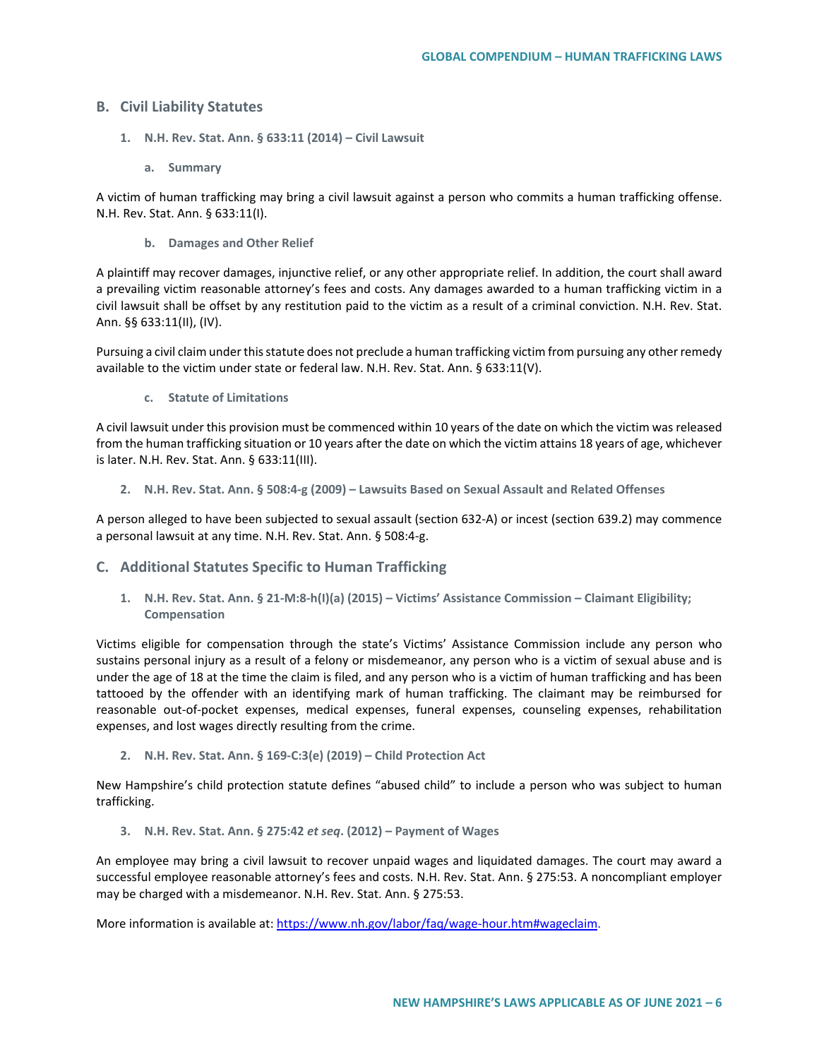## B. Civil Liability Statutes

### 1. N.H. Rev. Stat. Ann. § 633:11 (2014) – Civil Lawsuit

#### a. Summary

A victim of human trafficking may bring a civil lawsuit against a person who commits a human trafficking offense. N.H. Rev. Stat. Ann. § 633:11(I).

#### b. Damages and Other Relief

A plaintiff may recover damages, injunctive relief, or any other appropriate relief. In addition, the court shall award a prevailing victim reasonable attorney's fees and costs. Any damages awarded to a human trafficking victim in a civil lawsuit shall be offset by any restitution paid to the victim as a result of a criminal conviction. N.H. Rev. Stat. Ann. §§ 633:11(II), (IV).

Pursuing a civil claim under this statute does not preclude a human trafficking victim from pursuing any other remedy available to the victim under state or federal law. N.H. Rev. Stat. Ann. § 633:11(V).

#### c. Statute of Limitations

A civil lawsuit under this provision must be commenced within 10 years of the date on which the victim was released from the human trafficking situation or 10 years after the date on which the victim attains 18 years of age, whichever is later. N.H. Rev. Stat. Ann. § 633:11(III).

### 2. N.H. Rev. Stat. Ann. § 508:4-g (2009) – Lawsuits Based on Sexual Assault and Related Offenses

A person alleged to have been subjected to sexual assault (section 632-A) or incest (section 639.2) may commence a personal lawsuit at any time. N.H. Rev. Stat. Ann. § 508:4-g.

## C. Additional Statutes Specific to Human Trafficking

### 1. N.H. Rev. Stat. Ann. § 21-M:8-h(I)(a) (2015) – Victims' Assistance Commission – Claimant Eligibility; Compensation

Victims eligible for compensation through the state's Victims' Assistance Commission include any person who sustains personal injury as a result of a felony or misdemeanor, any person who is a victim of sexual abuse and is under the age of 18 at the time the claim is filed, and any person who is a victim of human trafficking and has been tattooed by the offender with an identifying mark of human trafficking. The claimant may be reimbursed for reasonable out-of-pocket expenses, medical expenses, funeral expenses, counseling expenses, rehabilitation expenses, and lost wages directly resulting from the crime.

### 2. N.H. Rev. Stat. Ann. § 169-C:3(e) (2019) – Child Protection Act

New Hampshire's child protection statute defines "abused child" to include a person who was subject to human trafficking.

### 3. N.H. Rev. Stat. Ann. § 275:42 *et seq.* (2012) – Payment of Wages

An employee may bring a civil lawsuit to recover unpaid wages and liquidated damages. The court may award a successful employee reasonable attorney's fees and costs. N.H. Rev. Stat. Ann. § 275:53. A noncompliant employer may be charged with a misdemeanor. N.H. Rev. Stat. Ann. § 275:53.

More information is available at: [https://www.nh.gov/labor/faq/wage-hour.htm#wageclaim](https://www.nh.gov/labor/faq/wage-hour.htm#wageclaim).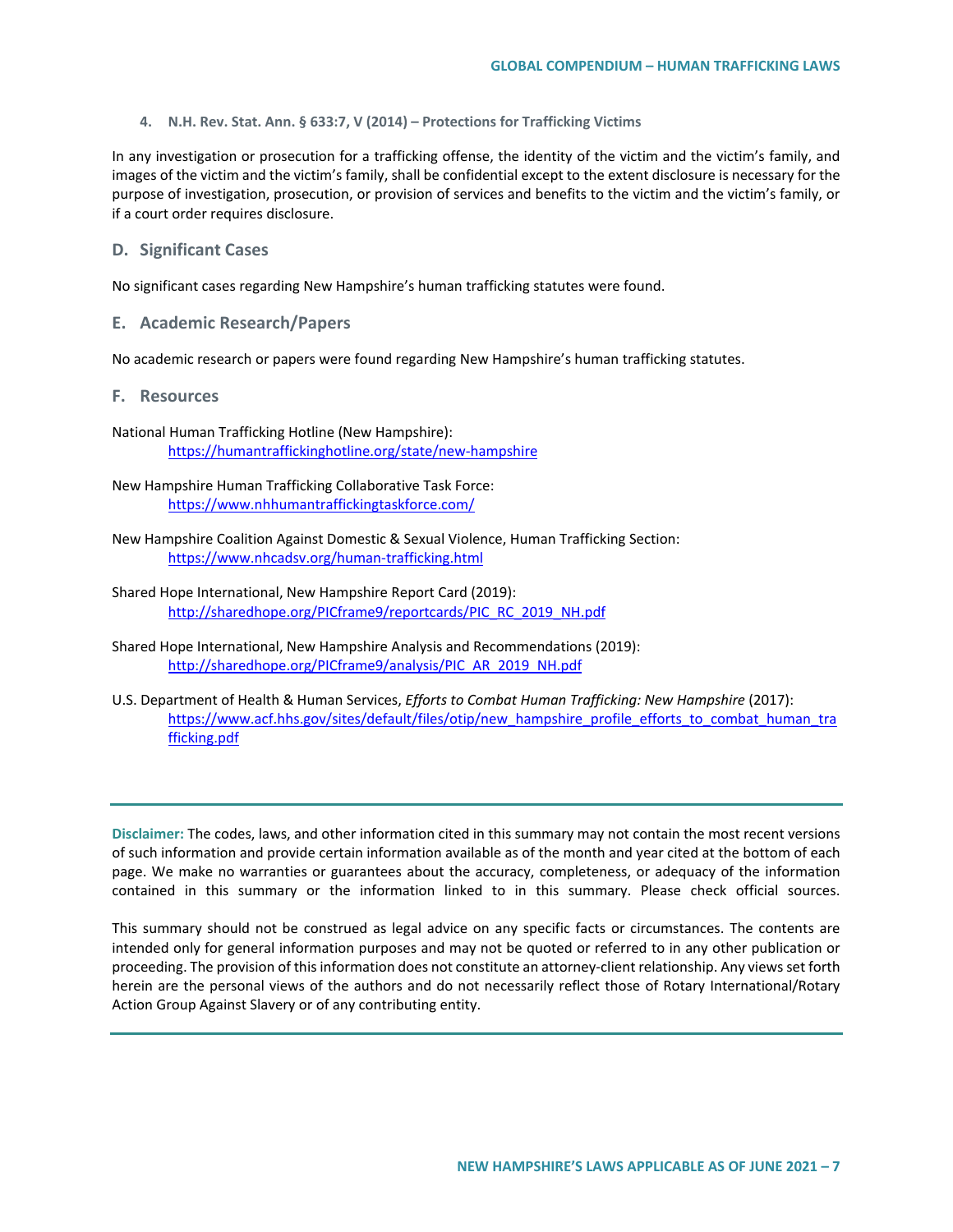#### 4. N.H. Rev. Stat. Ann. § 633:7, V (2014) – Protections for Trafficking Victims

In any investigation or prosecution for a trafficking offense, the identity of the victim and the victim's family, and images of the victim and the victim's family, shall be confidential except to the extent disclosure is necessary for the purpose of investigation, prosecution, or provision of services and benefits to the victim and the victim's family, or if a court order requires disclosure.

### D. Significant Cases

No significant cases regarding New Hampshire's human trafficking statutes were found.

### E. Academic Research/Papers

No academic research or papers were found regarding New Hampshire's human trafficking statutes.

### F. Resources

National Human Trafficking Hotline (New Hampshire):
https://humantraffickinghotline.org/state/new-hampshire

New Hampshire Human Trafficking Collaborative Task Force:
https://www.nhhumantraffickingtaskforce.com/

New Hampshire Coalition Against Domestic & Sexual Violence, Human Trafficking Section:
https://www.nhcadsv.org/human-trafficking.html

Shared Hope International, New Hampshire Report Card (2019):
http://sharedhope.org/PICframe9/reportcards/PIC_RC_2019_NH.pdf

Shared Hope International, New Hampshire Analysis and Recommendations (2019):
http://sharedhope.org/PICframe9/analysis/PIC_AR_2019_NH.pdf

U.S. Department of Health & Human Services, *Efforts to Combat Human Trafficking: New Hampshire* (2017):
https://www.acf.hhs.gov/sites/default/files/otip/new_hampshire_profile_efforts_to_combat_human_trafficking.pdf

---

**Disclaimer:** The codes, laws, and other information cited in this summary may not contain the most recent versions of such information and provide certain information available as of the month and year cited at the bottom of each page. We make no warranties or guarantees about the accuracy, completeness, or adequacy of the information contained in this summary or the information linked to in this summary. Please check official sources.

This summary should not be construed as legal advice on any specific facts or circumstances. The contents are intended only for general information purposes and may not be quoted or referred to in any other publication or proceeding. The provision of this information does not constitute an attorney-client relationship. Any views set forth herein are the personal views of the authors and do not necessarily reflect those of Rotary International/Rotary Action Group Against Slavery or of any contributing entity.

---